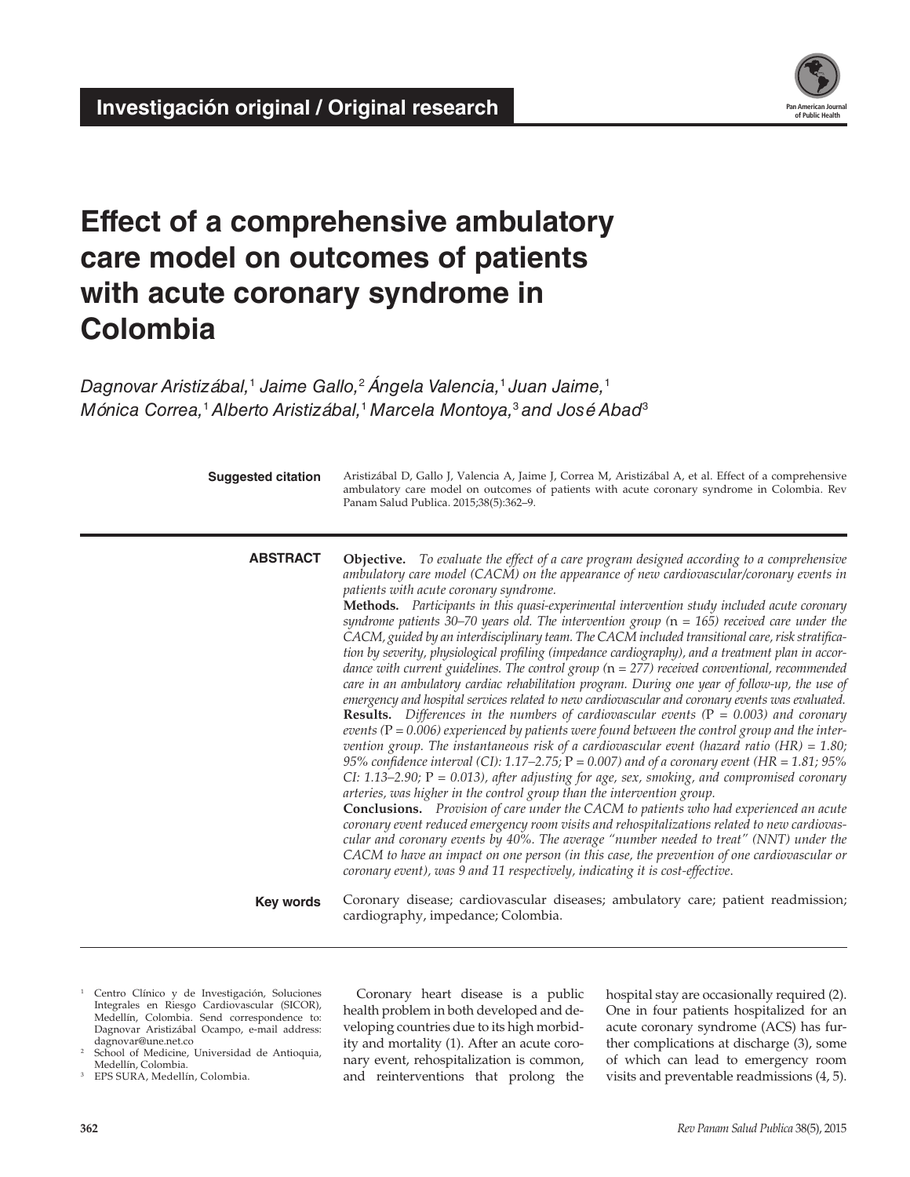Investigación original / Original research

# Effect of a comprehensive ambulatory care model on outcomes of patients with acute coronary syndrome in Colombia

*Dagnovar Aristizábal,[1] Jaime Gallo,[2] Ángela Valencia,[1] Juan Jaime,[1] Mónica Correa,[1] Alberto Aristizábal,[1] Marcela Montoya,[3] and José Abad[3]*

**Suggested citation** Aristizábal D, Gallo J, Valencia A, Jaime J, Correa M, Aristizábal A, et al. Effect of a comprehensive ambulatory care model on outcomes of patients with acute coronary syndrome in Colombia. Rev Panam Salud Publica. 2015;38(5):362–9.

## ABSTRACT

**Objective.** *To evaluate the effect of a care program designed according to a comprehensive ambulatory care model (CACM) on the appearance of new cardiovascular/coronary events in patients with acute coronary syndrome.*

**Methods.** *Participants in this quasi-experimental intervention study included acute coronary syndrome patients 30–70 years old. The intervention group (*n *= 165) received care under the CACM, guided by an interdisciplinary team. The CACM included transitional care, risk stratification by severity, physiological profiling (impedance cardiography), and a treatment plan in accordance with current guidelines. The control group (*n *= 277) received conventional, recommended care in an ambulatory cardiac rehabilitation program. During one year of follow-up, the use of emergency and hospital services related to new cardiovascular and coronary events was evaluated.*

**Results.** *Differences in the numbers of cardiovascular events (*P *= 0.003) and coronary events (*P *= 0.006) experienced by patients were found between the control group and the intervention group. The instantaneous risk of a cardiovascular event (hazard ratio (HR) = 1.80; 95% confidence interval (CI): 1.17–2.75;* P *= 0.007) and of a coronary event (HR = 1.81; 95% CI: 1.13–2.90;* P *= 0.013), after adjusting for age, sex, smoking, and compromised coronary arteries, was higher in the control group than the intervention group.*

**Conclusions.** *Provision of care under the CACM to patients who had experienced an acute coronary event reduced emergency room visits and rehospitalizations related to new cardiovascular and coronary events by 40%. The average "number needed to treat" (NNT) under the CACM to have an impact on one person (in this case, the prevention of one cardiovascular or coronary event), was 9 and 11 respectively, indicating it is cost-effective.*

**Key words** Coronary disease; cardiovascular diseases; ambulatory care; patient readmission; cardiography, impedance; Colombia.

[1] Centro Clínico y de Investigación, Soluciones Integrales en Riesgo Cardiovascular (SICOR), Medellín, Colombia. Send correspondence to: Dagnovar Aristizábal Ocampo, e-mail address: dagnovar@une.net.co
[2] School of Medicine, Universidad de Antioquia, Medellín, Colombia.
[3] EPS SURA, Medellín, Colombia.

Coronary heart disease is a public health problem in both developed and developing countries due to its high morbidity and mortality (1). After an acute coronary event, rehospitalization is common, and reinterventions that prolong the hospital stay are occasionally required (2). One in four patients hospitalized for an acute coronary syndrome (ACS) has further complications at discharge (3), some of which can lead to emergency room visits and preventable readmissions (4, 5).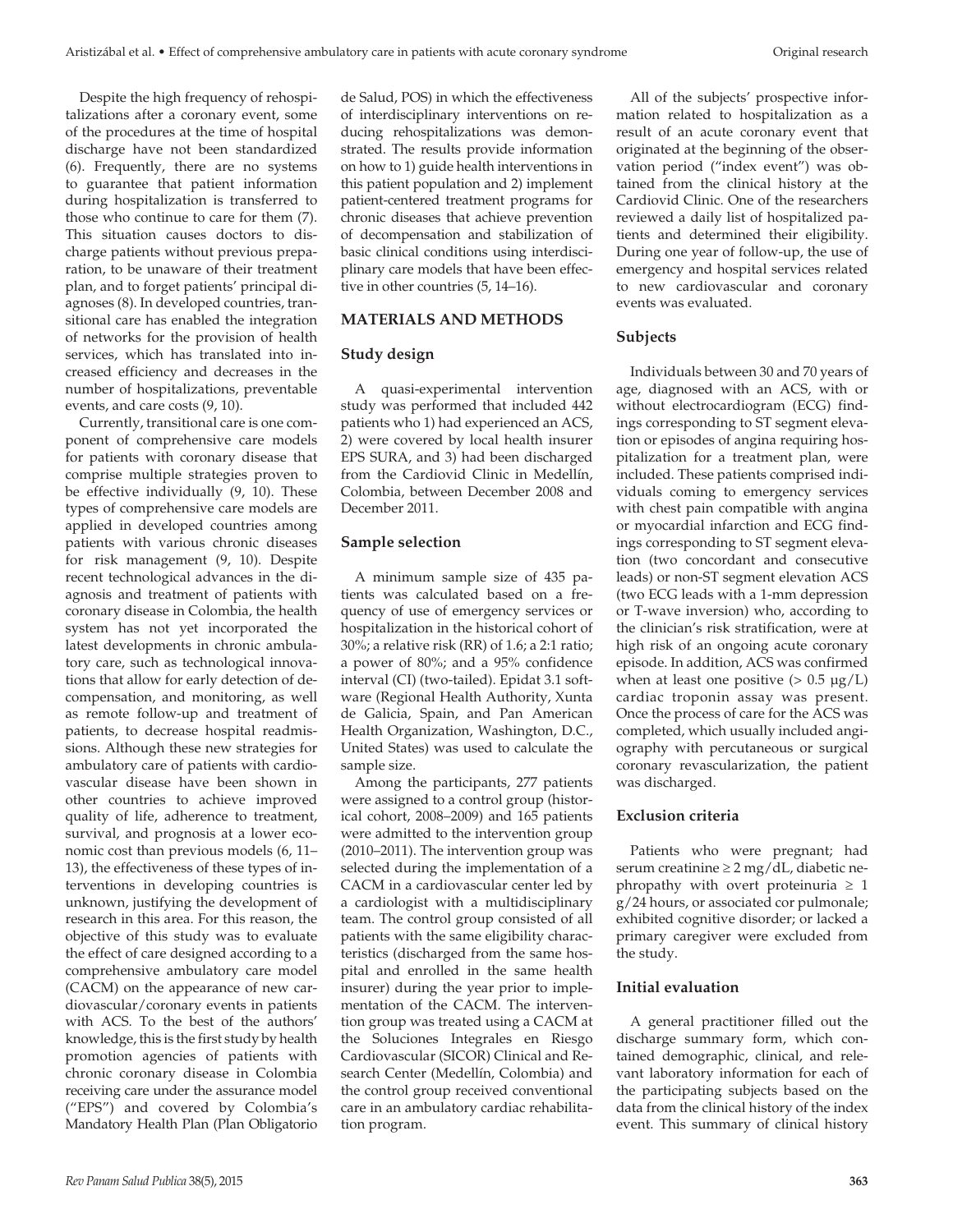Despite the high frequency of rehospitalizations after a coronary event, some of the procedures at the time of hospital discharge have not been standardized (6). Frequently, there are no systems to guarantee that patient information during hospitalization is transferred to those who continue to care for them (7). This situation causes doctors to discharge patients without previous preparation, to be unaware of their treatment plan, and to forget patients' principal diagnoses (8). In developed countries, transitional care has enabled the integration of networks for the provision of health services, which has translated into increased efficiency and decreases in the number of hospitalizations, preventable events, and care costs (9, 10).

Currently, transitional care is one component of comprehensive care models for patients with coronary disease that comprise multiple strategies proven to be effective individually (9, 10). These types of comprehensive care models are applied in developed countries among patients with various chronic diseases for risk management (9, 10). Despite recent technological advances in the diagnosis and treatment of patients with coronary disease in Colombia, the health system has not yet incorporated the latest developments in chronic ambulatory care, such as technological innovations that allow for early detection of decompensation, and monitoring, as well as remote follow-up and treatment of patients, to decrease hospital readmissions. Although these new strategies for ambulatory care of patients with cardiovascular disease have been shown in other countries to achieve improved quality of life, adherence to treatment, survival, and prognosis at a lower economic cost than previous models (6, 11–13), the effectiveness of these types of interventions in developing countries is unknown, justifying the development of research in this area. For this reason, the objective of this study was to evaluate the effect of care designed according to a comprehensive ambulatory care model (CACM) on the appearance of new cardiovascular/coronary events in patients with ACS. To the best of the authors' knowledge, this is the first study by health promotion agencies of patients with chronic coronary disease in Colombia receiving care under the assurance model ("EPS") and covered by Colombia's Mandatory Health Plan (Plan Obligatorio de Salud, POS) in which the effectiveness of interdisciplinary interventions on reducing rehospitalizations was demonstrated. The results provide information on how to 1) guide health interventions in this patient population and 2) implement patient-centered treatment programs for chronic diseases that achieve prevention of decompensation and stabilization of basic clinical conditions using interdisciplinary care models that have been effective in other countries (5, 14–16).

## MATERIALS AND METHODS

### Study design

A quasi-experimental intervention study was performed that included 442 patients who 1) had experienced an ACS, 2) were covered by local health insurer EPS SURA, and 3) had been discharged from the Cardiovid Clinic in Medellín, Colombia, between December 2008 and December 2011.

### Sample selection

A minimum sample size of 435 patients was calculated based on a frequency of use of emergency services or hospitalization in the historical cohort of 30%; a relative risk (RR) of 1.6; a 2:1 ratio; a power of 80%; and a 95% confidence interval (CI) (two-tailed). Epidat 3.1 software (Regional Health Authority, Xunta de Galicia, Spain, and Pan American Health Organization, Washington, D.C., United States) was used to calculate the sample size.

Among the participants, 277 patients were assigned to a control group (historical cohort, 2008–2009) and 165 patients were admitted to the intervention group (2010–2011). The intervention group was selected during the implementation of a CACM in a cardiovascular center led by a cardiologist with a multidisciplinary team. The control group consisted of all patients with the same eligibility characteristics (discharged from the same hospital and enrolled in the same health insurer) during the year prior to implementation of the CACM. The intervention group was treated using a CACM at the Soluciones Integrales en Riesgo Cardiovascular (SICOR) Clinical and Research Center (Medellín, Colombia) and the control group received conventional care in an ambulatory cardiac rehabilitation program.

All of the subjects' prospective information related to hospitalization as a result of an acute coronary event that originated at the beginning of the observation period ("index event") was obtained from the clinical history at the Cardiovid Clinic. One of the researchers reviewed a daily list of hospitalized patients and determined their eligibility. During one year of follow-up, the use of emergency and hospital services related to new cardiovascular and coronary events was evaluated.

### Subjects

Individuals between 30 and 70 years of age, diagnosed with an ACS, with or without electrocardiogram (ECG) findings corresponding to ST segment elevation or episodes of angina requiring hospitalization for a treatment plan, were included. These patients comprised individuals coming to emergency services with chest pain compatible with angina or myocardial infarction and ECG findings corresponding to ST segment elevation (two concordant and consecutive leads) or non-ST segment elevation ACS (two ECG leads with a 1-mm depression or T-wave inversion) who, according to the clinician's risk stratification, were at high risk of an ongoing acute coronary episode. In addition, ACS was confirmed when at least one positive (> 0.5 μg/L) cardiac troponin assay was present. Once the process of care for the ACS was completed, which usually included angiography with percutaneous or surgical coronary revascularization, the patient was discharged.

### Exclusion criteria

Patients who were pregnant; had serum creatinine ≥ 2 mg/dL, diabetic nephropathy with overt proteinuria ≥ 1 g/24 hours, or associated cor pulmonale; exhibited cognitive disorder; or lacked a primary caregiver were excluded from the study.

### Initial evaluation

A general practitioner filled out the discharge summary form, which contained demographic, clinical, and relevant laboratory information for each of the participating subjects based on the data from the clinical history of the index event. This summary of clinical history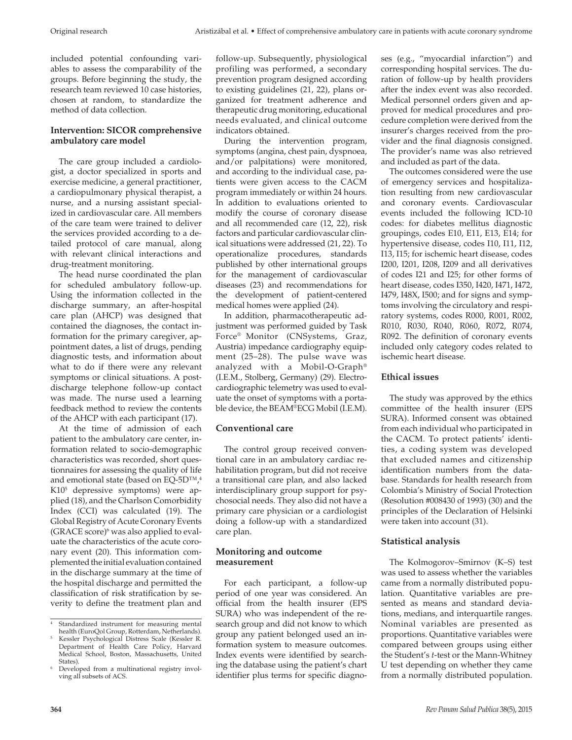included potential confounding variables to assess the comparability of the groups. Before beginning the study, the research team reviewed 10 case histories, chosen at random, to standardize the method of data collection.

### Intervention: SICOR comprehensive ambulatory care model

The care group included a cardiologist, a doctor specialized in sports and exercise medicine, a general practitioner, a cardiopulmonary physical therapist, a nurse, and a nursing assistant specialized in cardiovascular care. All members of the care team were trained to deliver the services provided according to a detailed protocol of care manual, along with relevant clinical interactions and drug-treatment monitoring.

The head nurse coordinated the plan for scheduled ambulatory follow-up. Using the information collected in the discharge summary, an after-hospital care plan (AHCP) was designed that contained the diagnoses, the contact information for the primary caregiver, appointment dates, a list of drugs, pending diagnostic tests, and information about what to do if there were any relevant symptoms or clinical situations. A post-discharge telephone follow-up contact was made. The nurse used a learning feedback method to review the contents of the AHCP with each participant (17).

At the time of admission of each patient to the ambulatory care center, information related to socio-demographic characteristics was recorded, short questionnaires for assessing the quality of life and emotional state (based on EQ-5D™,[4] K10[5] depressive symptoms) were applied (18), and the Charlson Comorbidity Index (CCI) was calculated (19). The Global Registry of Acute Coronary Events (GRACE score)[6] was also applied to evaluate the characteristics of the acute coronary event (20). This information complemented the initial evaluation contained in the discharge summary at the time of the hospital discharge and permitted the classification of risk stratification by severity to define the treatment plan and follow-up. Subsequently, physiological profiling was performed, a secondary prevention program designed according to existing guidelines (21, 22), plans organized for treatment adherence and therapeutic drug monitoring, educational needs evaluated, and clinical outcome indicators obtained.

During the intervention program, symptoms (angina, chest pain, dyspnoea, and/or palpitations) were monitored, and according to the individual case, patients were given access to the CACM program immediately or within 24 hours. In addition to evaluations oriented to modify the course of coronary disease and all recommended care (12, 22), risk factors and particular cardiovascular clinical situations were addressed (21, 22). To operationalize procedures, standards published by other international groups for the management of cardiovascular diseases (23) and recommendations for the development of patient-centered medical homes were applied (24).

In addition, pharmacotherapeutic adjustment was performed guided by Task Force® Monitor (CNSystems, Graz, Austria) impedance cardiography equipment (25–28). The pulse wave was analyzed with a Mobil-O-Graph® (I.E.M., Stolberg, Germany) (29). Electrocardiographic telemetry was used to evaluate the onset of symptoms with a portable device, the BEAM®ECG Mobil (I.E.M).

### Conventional care

The control group received conventional care in an ambulatory cardiac rehabilitation program, but did not receive a transitional care plan, and also lacked interdisciplinary group support for psychosocial needs. They also did not have a primary care physician or a cardiologist doing a follow-up with a standardized care plan.

### Monitoring and outcome measurement

For each participant, a follow-up period of one year was considered. An official from the health insurer (EPS SURA) who was independent of the research group and did not know to which group any patient belonged used an information system to measure outcomes. Index events were identified by searching the database using the patient's chart identifier plus terms for specific diagnoses (e.g., "myocardial infarction") and corresponding hospital services. The duration of follow-up by health providers after the index event was also recorded. Medical personnel orders given and approved for medical procedures and procedure completion were derived from the insurer's charges received from the provider and the final diagnosis consigned. The provider's name was also retrieved and included as part of the data.

The outcomes considered were the use of emergency services and hospitalization resulting from new cardiovascular and coronary events. Cardiovascular events included the following ICD-10 codes: for diabetes mellitus diagnostic groupings, codes E10, E11, E13, E14; for hypertensive disease, codes I10, I11, I12, I13, I15; for ischemic heart disease, codes I200, I201, I208, I209 and all derivatives of codes I21 and I25; for other forms of heart disease, codes I350, I420, I471, I472, I479, I48X, I500; and for signs and symptoms involving the circulatory and respiratory systems, codes R000, R001, R002, R010, R030, R040, R060, R072, R074, R092. The definition of coronary events included only category codes related to ischemic heart disease.

### Ethical issues

The study was approved by the ethics committee of the health insurer (EPS SURA). Informed consent was obtained from each individual who participated in the CACM. To protect patients' identities, a coding system was developed that excluded names and citizenship identification numbers from the database. Standards for health research from Colombia's Ministry of Social Protection (Resolution #008430 of 1993) (30) and the principles of the Declaration of Helsinki were taken into account (31).

### Statistical analysis

The Kolmogorov–Smirnov (K–S) test was used to assess whether the variables came from a normally distributed population. Quantitative variables are presented as means and standard deviations, medians, and interquartile ranges. Nominal variables are presented as proportions. Quantitative variables were compared between groups using either the Student's *t*-test or the Mann-Whitney U test depending on whether they came from a normally distributed population.

---

[4] Standardized instrument for measuring mental health (EuroQol Group, Rotterdam, Netherlands).

[5] Kessler Psychological Distress Scale (Kessler R. Department of Health Care Policy, Harvard Medical School, Boston, Massachusetts, United States).

[6] Developed from a multinational registry involving all subsets of ACS.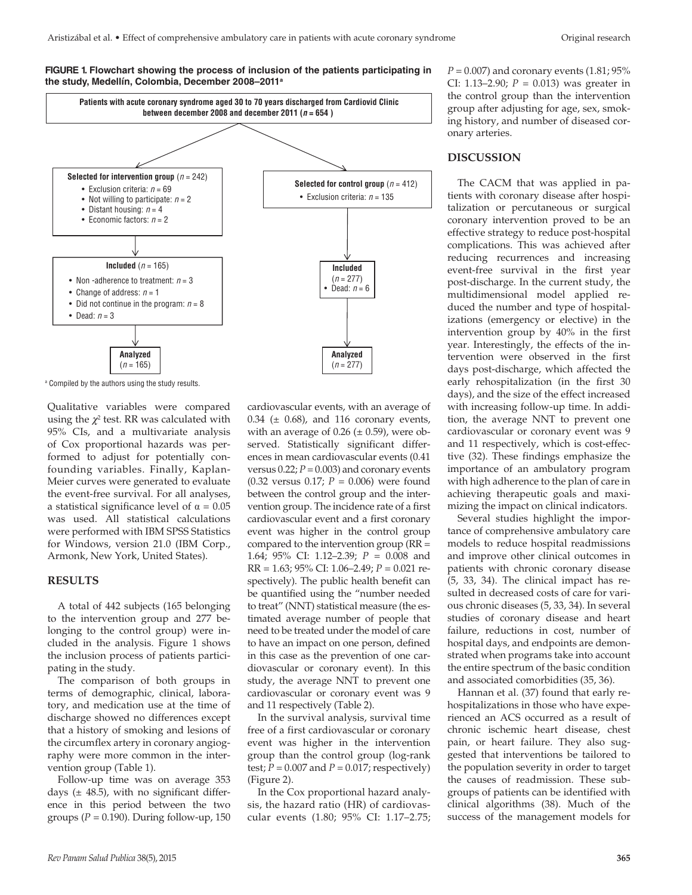**FIGURE 1. Flowchart showing the process of inclusion of the patients participating in the study, Medellín, Colombia, December 2008–2011[a]**

Patients with acute coronary syndrome aged 30 to 70 years discharged from Cardiovid Clinic between december 2008 and december 2011 (*n* = 654 )

**Selected for intervention group** (*n* = 242)
- Exclusion criteria: *n* = 69
- Not willing to participate: *n* = 2
- Distant housing: *n* = 4
- Economic factors: *n* = 2

**Included** (*n* = 165)
- Non -adherence to treatment: *n* = 3
- Change of address: *n* = 1
- Did not continue in the program: *n* = 8
- Dead: *n* = 3

**Analyzed** (*n* = 165)

**Selected for control group** (*n* = 412)
- Exclusion criteria: *n* = 135

**Included** (*n* = 277)
- Dead: *n* = 6

**Analyzed** (*n* = 277)

[a] Compiled by the authors using the study results.

Qualitative variables were compared using the $\chi^2$ test. RR was calculated with 95% CIs, and a multivariate analysis of Cox proportional hazards was performed to adjust for potentially confounding variables. Finally, Kaplan-Meier curves were generated to evaluate the event-free survival. For all analyses, a statistical significance level of $\alpha = 0.05$ was used. All statistical calculations were performed with IBM SPSS Statistics for Windows, version 21.0 (IBM Corp., Armonk, New York, United States).

## RESULTS

A total of 442 subjects (165 belonging to the intervention group and 277 belonging to the control group) were included in the analysis. Figure 1 shows the inclusion process of patients participating in the study.

The comparison of both groups in terms of demographic, clinical, laboratory, and medication use at the time of discharge showed no differences except that a history of smoking and lesions of the circumflex artery in coronary angiography were more common in the intervention group (Table 1).

Follow-up time was on average 353 days (± 48.5), with no significant difference in this period between the two groups ($P = 0.190$). During follow-up, 150 cardiovascular events, with an average of 0.34 (± 0.68), and 116 coronary events, with an average of 0.26 (± 0.59), were observed. Statistically significant differences in mean cardiovascular events (0.41 versus 0.22; $P = 0.003$) and coronary events (0.32 versus 0.17; $P = 0.006$) were found between the control group and the intervention group. The incidence rate of a first cardiovascular event and a first coronary event was higher in the control group compared to the intervention group (RR = 1.64; 95% CI: 1.12–2.39; $P = 0.008$ and RR = 1.63; 95% CI: 1.06–2.49; $P = 0.021$ respectively). The public health benefit can be quantified using the "number needed to treat" (NNT) statistical measure (the estimated average number of people that need to be treated under the model of care to have an impact on one person, defined in this case as the prevention of one cardiovascular or coronary event). In this study, the average NNT to prevent one cardiovascular or coronary event was 9 and 11 respectively (Table 2).

In the survival analysis, survival time free of a first cardiovascular or coronary event was higher in the intervention group than the control group (log-rank test; $P = 0.007$ and $P = 0.017$; respectively) (Figure 2).

In the Cox proportional hazard analysis, the hazard ratio (HR) of cardiovascular events (1.80; 95% CI: 1.17–2.75; $P = 0.007$) and coronary events (1.81; 95% CI: 1.13–2.90; $P = 0.013$) was greater in the control group than the intervention group after adjusting for age, sex, smoking history, and number of diseased coronary arteries.

## DISCUSSION

The CACM that was applied in patients with coronary disease after hospitalization or percutaneous or surgical coronary intervention proved to be an effective strategy to reduce post-hospital complications. This was achieved after reducing recurrences and increasing event-free survival in the first year post-discharge. In the current study, the multidimensional model applied reduced the number and type of hospitalizations (emergency or elective) in the intervention group by 40% in the first year. Interestingly, the effects of the intervention were observed in the first days post-discharge, which affected the early rehospitalization (in the first 30 days), and the size of the effect increased with increasing follow-up time. In addition, the average NNT to prevent one cardiovascular or coronary event was 9 and 11 respectively, which is cost-effective (32). These findings emphasize the importance of an ambulatory program with high adherence to the plan of care in achieving therapeutic goals and maximizing the impact on clinical indicators.

Several studies highlight the importance of comprehensive ambulatory care models to reduce hospital readmissions and improve other clinical outcomes in patients with chronic coronary disease (5, 33, 34). The clinical impact has resulted in decreased costs of care for various chronic diseases (5, 33, 34). In several studies of coronary disease and heart failure, reductions in cost, number of hospital days, and endpoints are demonstrated when programs take into account the entire spectrum of the basic condition and associated comorbidities (35, 36).

Hannan et al. (37) found that early rehospitalizations in those who have experienced an ACS occurred as a result of chronic ischemic heart disease, chest pain, or heart failure. They also suggested that interventions be tailored to the population severity in order to target the causes of readmission. These subgroups of patients can be identified with clinical algorithms (38). Much of the success of the management models for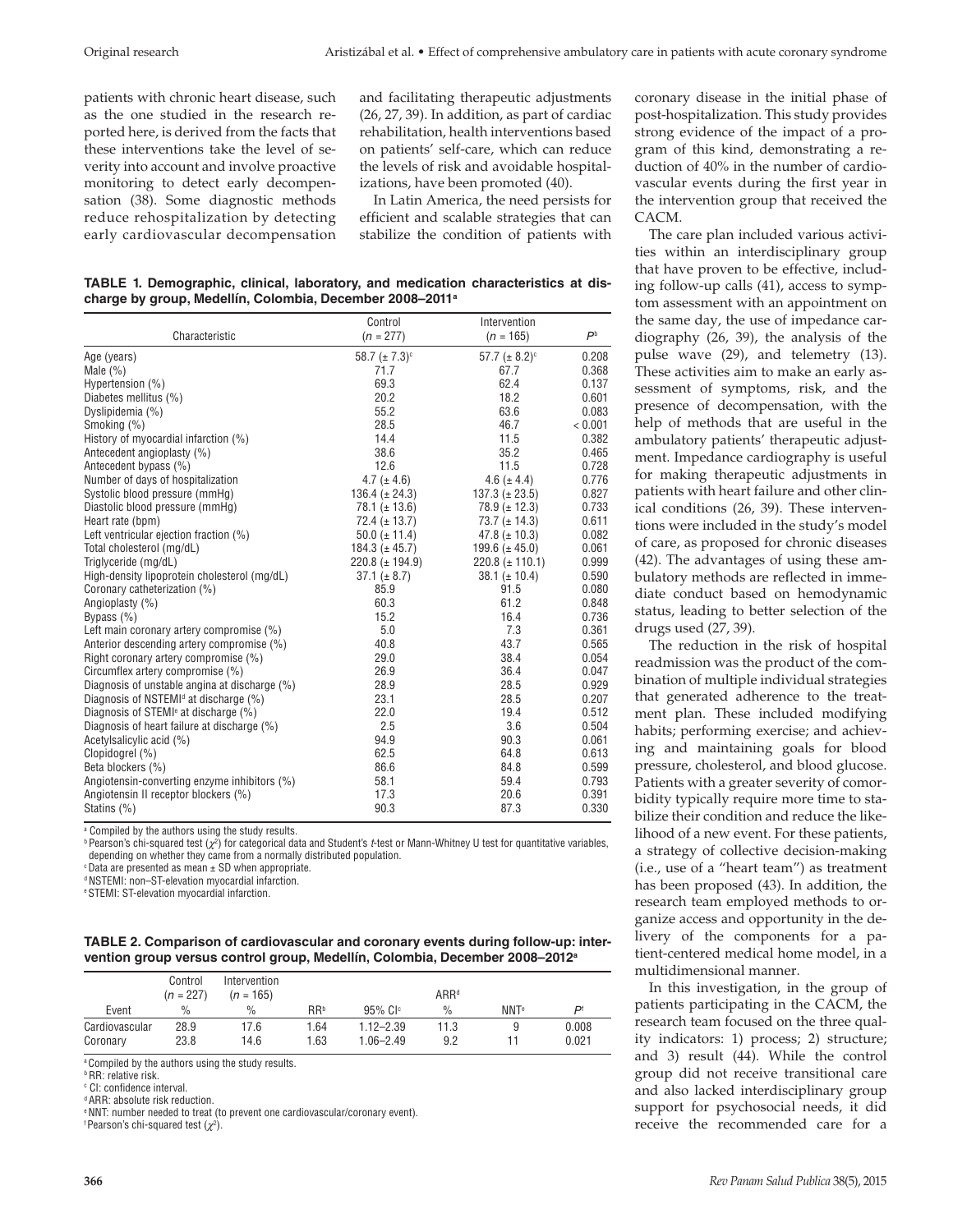patients with chronic heart disease, such as the one studied in the research reported here, is derived from the facts that these interventions take the level of severity into account and involve proactive monitoring to detect early decompensation (38). Some diagnostic methods reduce rehospitalization by detecting early cardiovascular decompensation and facilitating therapeutic adjustments (26, 27, 39). In addition, as part of cardiac rehabilitation, health interventions based on patients' self-care, which can reduce the levels of risk and avoidable hospitalizations, have been promoted (40).

In Latin America, the need persists for efficient and scalable strategies that can stabilize the condition of patients with coronary disease in the initial phase of post-hospitalization. This study provides strong evidence of the impact of a program of this kind, demonstrating a reduction of 40% in the number of cardiovascular events during the first year in the intervention group that received the CACM.

The care plan included various activities within an interdisciplinary group that have proven to be effective, including follow-up calls (41), access to symptom assessment with an appointment on the same day, the use of impedance cardiography (26, 39), the analysis of the pulse wave (29), and telemetry (13). These activities aim to make an early assessment of symptoms, risk, and the presence of decompensation, with the help of methods that are useful in the ambulatory patients' therapeutic adjustment. Impedance cardiography is useful for making therapeutic adjustments in patients with heart failure and other clinical conditions (26, 39). These interventions were included in the study's model of care, as proposed for chronic diseases (42). The advantages of using these ambulatory methods are reflected in immediate conduct based on hemodynamic status, leading to better selection of the drugs used (27, 39).

The reduction in the risk of hospital readmission was the product of the combination of multiple individual strategies that generated adherence to the treatment plan. These included modifying habits; performing exercise; and achieving and maintaining goals for blood pressure, cholesterol, and blood glucose. Patients with a greater severity of comorbidity typically require more time to stabilize their condition and reduce the likelihood of a new event. For these patients, a strategy of collective decision-making (i.e., use of a "heart team") as treatment has been proposed (43). In addition, the research team employed methods to organize access and opportunity in the delivery of the components for a patient-centered medical home model, in a multidimensional manner.

In this investigation, in the group of patients participating in the CACM, the research team focused on the three quality indicators: 1) process; 2) structure; and 3) result (44). While the control group did not receive transitional care and also lacked interdisciplinary group support for psychosocial needs, it did receive the recommended care for a

**TABLE 1. Demographic, clinical, laboratory, and medication characteristics at discharge by group, Medellín, Colombia, December 2008–2011**[a]

| Characteristic | Control ($n$ = 277) | Intervention ($n$ = 165) | $P$[b] |
|---|---|---|---|
| Age (years) | 58.7 (± 7.3)[c] | 57.7 (± 8.2)[c] | 0.208 |
| Male (%) | 71.7 | 67.7 | 0.368 |
| Hypertension (%) | 69.3 | 62.4 | 0.137 |
| Diabetes mellitus (%) | 20.2 | 18.2 | 0.601 |
| Dyslipidemia (%) | 55.2 | 63.6 | 0.083 |
| Smoking (%) | 28.5 | 46.7 | < 0.001 |
| History of myocardial infarction (%) | 14.4 | 11.5 | 0.382 |
| Antecedent angioplasty (%) | 38.6 | 35.2 | 0.465 |
| Antecedent bypass (%) | 12.6 | 11.5 | 0.728 |
| Number of days of hospitalization | 4.7 (± 4.6) | 4.6 (± 4.4) | 0.776 |
| Systolic blood pressure (mmHg) | 136.4 (± 24.3) | 137.3 (± 23.5) | 0.827 |
| Diastolic blood pressure (mmHg) | 78.1 (± 13.6) | 78.9 (± 12.3) | 0.733 |
| Heart rate (bpm) | 72.4 (± 13.7) | 73.7 (± 14.3) | 0.611 |
| Left ventricular ejection fraction (%) | 50.0 (± 11.4) | 47.8 (± 10.3) | 0.082 |
| Total cholesterol (mg/dL) | 184.3 (± 45.7) | 199.6 (± 45.0) | 0.061 |
| Triglyceride (mg/dL) | 220.8 (± 194.9) | 220.8 (± 110.1) | 0.999 |
| High-density lipoprotein cholesterol (mg/dL) | 37.1 (± 8.7) | 38.1 (± 10.4) | 0.590 |
| Coronary catheterization (%) | 85.9 | 91.5 | 0.080 |
| Angioplasty (%) | 60.3 | 61.2 | 0.848 |
| Bypass (%) | 15.2 | 16.4 | 0.736 |
| Left main coronary artery compromise (%) | 5.0 | 7.3 | 0.361 |
| Anterior descending artery compromise (%) | 40.8 | 43.7 | 0.565 |
| Right coronary artery compromise (%) | 29.0 | 38.4 | 0.054 |
| Circumflex artery compromise (%) | 26.9 | 36.4 | 0.047 |
| Diagnosis of unstable angina at discharge (%) | 28.9 | 28.5 | 0.929 |
| Diagnosis of NSTEMI[d] at discharge (%) | 23.1 | 28.5 | 0.207 |
| Diagnosis of STEMI[e] at discharge (%) | 22.0 | 19.4 | 0.512 |
| Diagnosis of heart failure at discharge (%) | 2.5 | 3.6 | 0.504 |
| Acetylsalicylic acid (%) | 94.9 | 90.3 | 0.061 |
| Clopidogrel (%) | 62.5 | 64.8 | 0.613 |
| Beta blockers (%) | 86.6 | 84.8 | 0.599 |
| Angiotensin-converting enzyme inhibitors (%) | 58.1 | 59.4 | 0.793 |
| Angiotensin II receptor blockers (%) | 17.3 | 20.6 | 0.391 |
| Statins (%) | 90.3 | 87.3 | 0.330 |

[a] Compiled by the authors using the study results.
[b] Pearson's chi-squared test ($\chi^2$) for categorical data and Student's $t$-test or Mann-Whitney U test for quantitative variables, depending on whether they came from a normally distributed population.
[c] Data are presented as mean ± SD when appropriate.
[d] NSTEMI: non–ST-elevation myocardial infarction.
[e] STEMI: ST-elevation myocardial infarction.

**TABLE 2. Comparison of cardiovascular and coronary events during follow-up: intervention group versus control group, Medellín, Colombia, December 2008–2012**[a]

| Event | Control ($n$ = 227) % | Intervention ($n$ = 165) % | RR[b] | 95% CI[c] | ARR[d] % | NNT[e] | $P$[f] |
|---|---|---|---|---|---|---|---|
| Cardiovascular | 28.9 | 17.6 | 1.64 | 1.12–2.39 | 11.3 | 9 | 0.008 |
| Coronary | 23.8 | 14.6 | 1.63 | 1.06–2.49 | 9.2 | 11 | 0.021 |

[a] Compiled by the authors using the study results.
[b] RR: relative risk.
[c] CI: confidence interval.
[d] ARR: absolute risk reduction.
[e] NNT: number needed to treat (to prevent one cardiovascular/coronary event).
[f] Pearson's chi-squared test ($\chi^2$).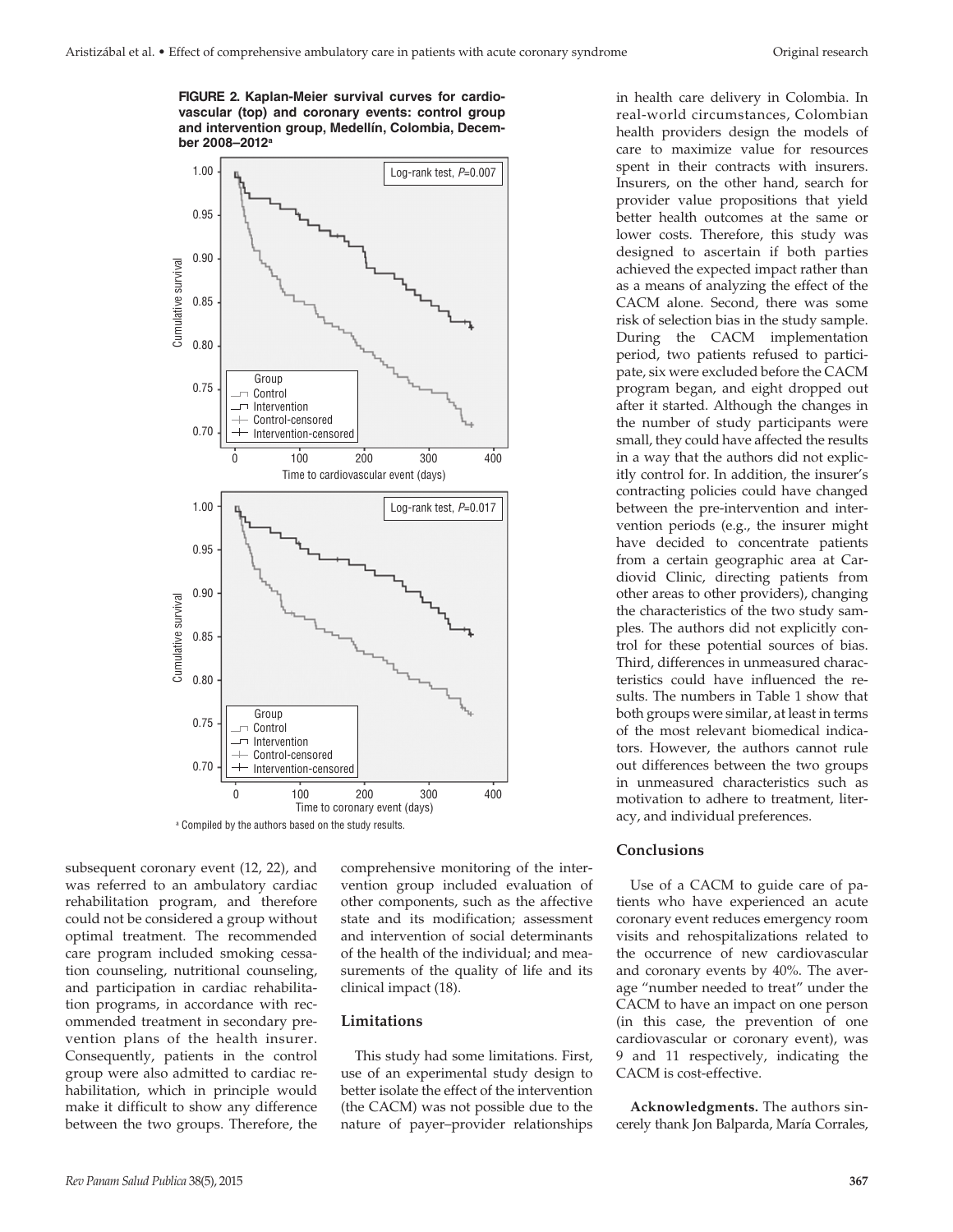**FIGURE 2. Kaplan-Meier survival curves for cardiovascular (top) and coronary events: control group and intervention group, Medellín, Colombia, December 2008–2012**[a]

[a] Compiled by the authors based on the study results.

subsequent coronary event (12, 22), and was referred to an ambulatory cardiac rehabilitation program, and therefore could not be considered a group without optimal treatment. The recommended care program included smoking cessation counseling, nutritional counseling, and participation in cardiac rehabilitation programs, in accordance with recommended treatment in secondary prevention plans of the health insurer. Consequently, patients in the control group were also admitted to cardiac rehabilitation, which in principle would make it difficult to show any difference between the two groups. Therefore, the comprehensive monitoring of the intervention group included evaluation of other components, such as the affective state and its modification; assessment and intervention of social determinants of the health of the individual; and measurements of the quality of life and its clinical impact (18).

## Limitations

This study had some limitations. First, use of an experimental study design to better isolate the effect of the intervention (the CACM) was not possible due to the nature of payer–provider relationships in health care delivery in Colombia. In real-world circumstances, Colombian health providers design the models of care to maximize value for resources spent in their contracts with insurers. Insurers, on the other hand, search for provider value propositions that yield better health outcomes at the same or lower costs. Therefore, this study was designed to ascertain if both parties achieved the expected impact rather than as a means of analyzing the effect of the CACM alone. Second, there was some risk of selection bias in the study sample. During the CACM implementation period, two patients refused to participate, six were excluded before the CACM program began, and eight dropped out after it started. Although the changes in the number of study participants were small, they could have affected the results in a way that the authors did not explicitly control for. In addition, the insurer's contracting policies could have changed between the pre-intervention and intervention periods (e.g., the insurer might have decided to concentrate patients from a certain geographic area at Cardiovid Clinic, directing patients from other areas to other providers), changing the characteristics of the two study samples. The authors did not explicitly control for these potential sources of bias. Third, differences in unmeasured characteristics could have influenced the results. The numbers in Table 1 show that both groups were similar, at least in terms of the most relevant biomedical indicators. However, the authors cannot rule out differences between the two groups in unmeasured characteristics such as motivation to adhere to treatment, literacy, and individual preferences.

## Conclusions

Use of a CACM to guide care of patients who have experienced an acute coronary event reduces emergency room visits and rehospitalizations related to the occurrence of new cardiovascular and coronary events by 40%. The average "number needed to treat" under the CACM to have an impact on one person (in this case, the prevention of one cardiovascular or coronary event), was 9 and 11 respectively, indicating the CACM is cost-effective.

**Acknowledgments.** The authors sincerely thank Jon Balparda, María Corrales,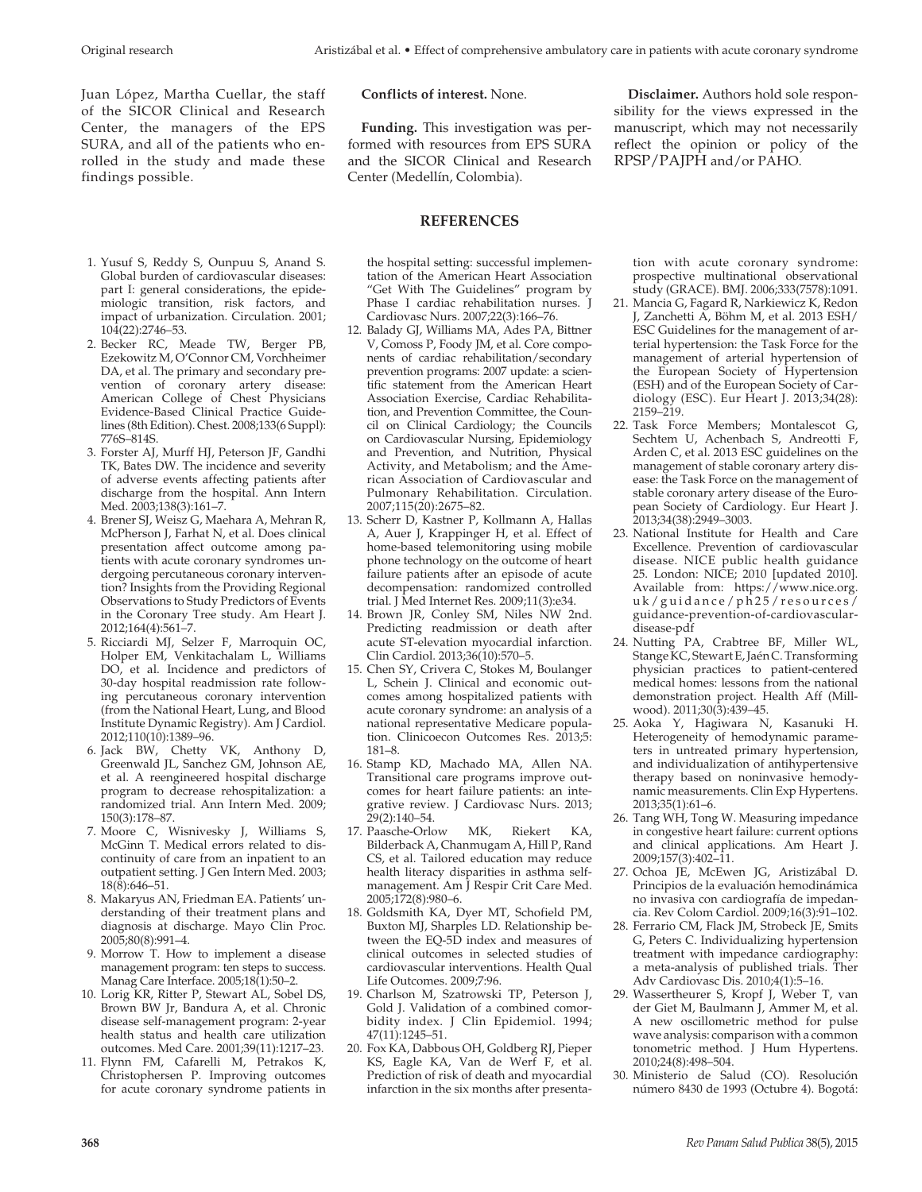Juan López, Martha Cuellar, the staff of the SICOR Clinical and Research Center, the managers of the EPS SURA, and all of the patients who enrolled in the study and made these findings possible.

**Conflicts of interest.** None.

**Funding.** This investigation was performed with resources from EPS SURA and the SICOR Clinical and Research Center (Medellín, Colombia).

**Disclaimer.** Authors hold sole responsibility for the views expressed in the manuscript, which may not necessarily reflect the opinion or policy of the RPSP/PAJPH and/or PAHO.

## REFERENCES

1. Yusuf S, Reddy S, Ounpuu S, Anand S. Global burden of cardiovascular diseases: part I: general considerations, the epidemiologic transition, risk factors, and impact of urbanization. Circulation. 2001; 104(22):2746–53.
2. Becker RC, Meade TW, Berger PB, Ezekowitz M, O'Connor CM, Vorchheimer DA, et al. The primary and secondary prevention of coronary artery disease: American College of Chest Physicians Evidence-Based Clinical Practice Guidelines (8th Edition). Chest. 2008;133(6 Suppl): 776S–814S.
3. Forster AJ, Murff HJ, Peterson JF, Gandhi TK, Bates DW. The incidence and severity of adverse events affecting patients after discharge from the hospital. Ann Intern Med. 2003;138(3):161–7.
4. Brener SJ, Weisz G, Maehara A, Mehran R, McPherson J, Farhat N, et al. Does clinical presentation affect outcome among patients with acute coronary syndromes undergoing percutaneous coronary intervention? Insights from the Providing Regional Observations to Study Predictors of Events in the Coronary Tree study. Am Heart J. 2012;164(4):561–7.
5. Ricciardi MJ, Selzer F, Marroquin OC, Holper EM, Venkitachalam L, Williams DO, et al. Incidence and predictors of 30-day hospital readmission rate following percutaneous coronary intervention (from the National Heart, Lung, and Blood Institute Dynamic Registry). Am J Cardiol. 2012;110(10):1389–96.
6. Jack BW, Chetty VK, Anthony D, Greenwald JL, Sanchez GM, Johnson AE, et al. A reengineered hospital discharge program to decrease rehospitalization: a randomized trial. Ann Intern Med. 2009; 150(3):178–87.
7. Moore C, Wisnivesky J, Williams S, McGinn T. Medical errors related to discontinuity of care from an inpatient to an outpatient setting. J Gen Intern Med. 2003; 18(8):646–51.
8. Makaryus AN, Friedman EA. Patients' understanding of their treatment plans and diagnosis at discharge. Mayo Clin Proc. 2005;80(8):991–4.
9. Morrow T. How to implement a disease management program: ten steps to success. Manag Care Interface. 2005;18(1):50–2.
10. Lorig KR, Ritter P, Stewart AL, Sobel DS, Brown BW Jr, Bandura A, et al. Chronic disease self-management program: 2-year health status and health care utilization outcomes. Med Care. 2001;39(11):1217–23.
11. Flynn FM, Cafarelli M, Petrakos K, Christophersen P. Improving outcomes for acute coronary syndrome patients in the hospital setting: successful implementation of the American Heart Association "Get With The Guidelines" program by Phase I cardiac rehabilitation nurses. J Cardiovasc Nurs. 2007;22(3):166–76.
12. Balady GJ, Williams MA, Ades PA, Bittner V, Comoss P, Foody JM, et al. Core components of cardiac rehabilitation/secondary prevention programs: 2007 update: a scientific statement from the American Heart Association Exercise, Cardiac Rehabilitation, and Prevention Committee, the Council on Clinical Cardiology; the Councils on Cardiovascular Nursing, Epidemiology and Prevention, and Nutrition, Physical Activity, and Metabolism; and the American Association of Cardiovascular and Pulmonary Rehabilitation. Circulation. 2007;115(20):2675–82.
13. Scherr D, Kastner P, Kollmann A, Hallas A, Auer J, Krappinger H, et al. Effect of home-based telemonitoring using mobile phone technology on the outcome of heart failure patients after an episode of acute decompensation: randomized controlled trial. J Med Internet Res. 2009;11(3):e34.
14. Brown JR, Conley SM, Niles NW 2nd. Predicting readmission or death after acute ST-elevation myocardial infarction. Clin Cardiol. 2013;36(10):570–5.
15. Chen SY, Crivera C, Stokes M, Boulanger L, Schein J. Clinical and economic outcomes among hospitalized patients with acute coronary syndrome: an analysis of a national representative Medicare population. Clinicoecon Outcomes Res. 2013;5: 181–8.
16. Stamp KD, Machado MA, Allen NA. Transitional care programs improve outcomes for heart failure patients: an integrative review. J Cardiovasc Nurs. 2013; 29(2):140–54.
17. Paasche-Orlow MK, Riekert KA, Bilderback A, Chanmugam A, Hill P, Rand CS, et al. Tailored education may reduce health literacy disparities in asthma self-management. Am J Respir Crit Care Med. 2005;172(8):980–6.
18. Goldsmith KA, Dyer MT, Schofield PM, Buxton MJ, Sharples LD. Relationship between the EQ-5D index and measures of clinical outcomes in selected studies of cardiovascular interventions. Health Qual Life Outcomes. 2009;7:96.
19. Charlson M, Szatrowski TP, Peterson J, Gold J. Validation of a combined comorbidity index. J Clin Epidemiol. 1994; 47(11):1245–51.
20. Fox KA, Dabbous OH, Goldberg RJ, Pieper KS, Eagle KA, Van de Werf F, et al. Prediction of risk of death and myocardial infarction in the six months after presentation with acute coronary syndrome: prospective multinational observational study (GRACE). BMJ. 2006;333(7578):1091.
21. Mancia G, Fagard R, Narkiewicz K, Redon J, Zanchetti A, Böhm M, et al. 2013 ESH/ESC Guidelines for the management of arterial hypertension: the Task Force for the management of arterial hypertension of the European Society of Hypertension (ESH) and of the European Society of Cardiology (ESC). Eur Heart J. 2013;34(28): 2159–219.
22. Task Force Members; Montalescot G, Sechtem U, Achenbach S, Andreotti F, Arden C, et al. 2013 ESC guidelines on the management of stable coronary artery disease: the Task Force on the management of stable coronary artery disease of the European Society of Cardiology. Eur Heart J. 2013;34(38):2949–3003.
23. National Institute for Health and Care Excellence. Prevention of cardiovascular disease. NICE public health guidance 25. London: NICE; 2010 [updated 2010]. Available from: https://www.nice.org.uk/guidance/ph25/resources/guidance-prevention-of-cardiovascular-disease-pdf
24. Nutting PA, Crabtree BF, Miller WL, Stange KC, Stewart E, Jaén C. Transforming physician practices to patient-centered medical homes: lessons from the national demonstration project. Health Aff (Millwood). 2011;30(3):439–45.
25. Aoka Y, Hagiwara N, Kasanuki H. Heterogeneity of hemodynamic parameters in untreated primary hypertension, and individualization of antihypertensive therapy based on noninvasive hemodynamic measurements. Clin Exp Hypertens. 2013;35(1):61–6.
26. Tang WH, Tong W. Measuring impedance in congestive heart failure: current options and clinical applications. Am Heart J. 2009;157(3):402–11.
27. Ochoa JE, McEwen JG, Aristizábal D. Principios de la evaluación hemodinámica no invasiva con cardiografía de impedancia. Rev Colom Cardiol. 2009;16(3):91–102.
28. Ferrario CM, Flack JM, Strobeck JE, Smits G, Peters C. Individualizing hypertension treatment with impedance cardiography: a meta-analysis of published trials. Ther Adv Cardiovasc Dis. 2010;4(1):5–16.
29. Wassertheurer S, Kropf J, Weber T, van der Giet M, Baulmann J, Ammer M, et al. A new oscillometric method for pulse wave analysis: comparison with a common tonometric method. J Hum Hypertens. 2010;24(8):498–504.
30. Ministerio de Salud (CO). Resolución número 8430 de 1993 (Octubre 4). Bogotá: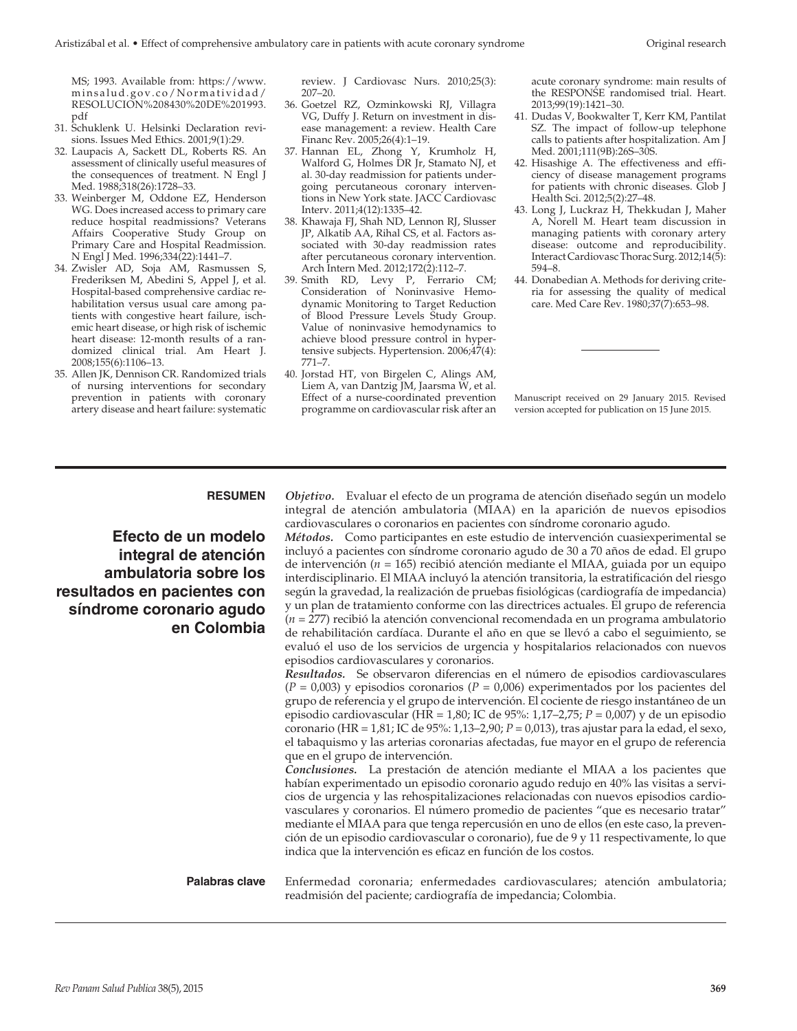MS; 1993. Available from: https://www.minsalud.gov.co/Normatividad/RESOLUCION%208430%20DE%201993.pdf

31. Schuklenk U. Helsinki Declaration revisions. Issues Med Ethics. 2001;9(1):29.
32. Laupacis A, Sackett DL, Roberts RS. An assessment of clinically useful measures of the consequences of treatment. N Engl J Med. 1988;318(26):1728–33.
33. Weinberger M, Oddone EZ, Henderson WG. Does increased access to primary care reduce hospital readmissions? Veterans Affairs Cooperative Study Group on Primary Care and Hospital Readmission. N Engl J Med. 1996;334(22):1441–7.
34. Zwisler AD, Soja AM, Rasmussen S, Frederiksen M, Abedini S, Appel J, et al. Hospital-based comprehensive cardiac rehabilitation versus usual care among patients with congestive heart failure, ischemic heart disease, or high risk of ischemic heart disease: 12-month results of a randomized clinical trial. Am Heart J. 2008;155(6):1106–13.
35. Allen JK, Dennison CR. Randomized trials of nursing interventions for secondary prevention in patients with coronary artery disease and heart failure: systematic review. J Cardiovasc Nurs. 2010;25(3):207–20.
36. Goetzel RZ, Ozminkowski RJ, Villagra VG, Duffy J. Return on investment in disease management: a review. Health Care Financ Rev. 2005;26(4):1–19.
37. Hannan EL, Zhong Y, Krumholz H, Walford G, Holmes DR Jr, Stamato NJ, et al. 30-day readmission for patients undergoing percutaneous coronary interventions in New York state. JACC Cardiovasc Interv. 2011;4(12):1335–42.
38. Khawaja FJ, Shah ND, Lennon RJ, Slusser JP, Alkatib AA, Rihal CS, et al. Factors associated with 30-day readmission rates after percutaneous coronary intervention. Arch Intern Med. 2012;172(2):112–7.
39. Smith RD, Levy P, Ferrario CM; Consideration of Noninvasive Hemodynamic Monitoring to Target Reduction of Blood Pressure Levels Study Group. Value of noninvasive hemodynamics to achieve blood pressure control in hypertensive subjects. Hypertension. 2006;47(4):771–7.
40. Jorstad HT, von Birgelen C, Alings AM, Liem A, van Dantzig JM, Jaarsma W, et al. Effect of a nurse-coordinated prevention programme on cardiovascular risk after an acute coronary syndrome: main results of the RESPONSE randomised trial. Heart. 2013;99(19):1421–30.
41. Dudas V, Bookwalter T, Kerr KM, Pantilat SZ. The impact of follow-up telephone calls to patients after hospitalization. Am J Med. 2001;111(9B):26S–30S.
42. Hisashige A. The effectiveness and efficiency of disease management programs for patients with chronic diseases. Glob J Health Sci. 2012;5(2):27–48.
43. Long J, Luckraz H, Thekkudan J, Maher A, Norell M. Heart team discussion in managing patients with coronary artery disease: outcome and reproducibility. Interact Cardiovasc Thorac Surg. 2012;14(5):594–8.
44. Donabedian A. Methods for deriving criteria for assessing the quality of medical care. Med Care Rev. 1980;37(7):653–98.

Manuscript received on 29 January 2015. Revised version accepted for publication on 15 June 2015.

---

**RESUMEN**

## Efecto de un modelo integral de atención ambulatoria sobre los resultados en pacientes con síndrome coronario agudo en Colombia

***Objetivo.*** Evaluar el efecto de un programa de atención diseñado según un modelo integral de atención ambulatoria (MIAA) en la aparición de nuevos episodios cardiovasculares o coronarios en pacientes con síndrome coronario agudo.

***Métodos.*** Como participantes en este estudio de intervención cuasiexperimental se incluyó a pacientes con síndrome coronario agudo de 30 a 70 años de edad. El grupo de intervención ($n$ = 165) recibió atención mediante el MIAA, guiada por un equipo interdisciplinario. El MIAA incluyó la atención transitoria, la estratificación del riesgo según la gravedad, la realización de pruebas fisiológicas (cardiografía de impedancia) y un plan de tratamiento conforme con las directrices actuales. El grupo de referencia ($n$ = 277) recibió la atención convencional recomendada en un programa ambulatorio de rehabilitación cardíaca. Durante el año en que se llevó a cabo el seguimiento, se evaluó el uso de los servicios de urgencia y hospitalarios relacionados con nuevos episodios cardiovasculares y coronarios.

***Resultados.*** Se observaron diferencias en el número de episodios cardiovasculares ($P$ = 0,003) y episodios coronarios ($P$ = 0,006) experimentados por los pacientes del grupo de referencia y el grupo de intervención. El cociente de riesgo instantáneo de un episodio cardiovascular (HR = 1,80; IC de 95%: 1,17–2,75; $P$ = 0,007) y de un episodio coronario (HR = 1,81; IC de 95%: 1,13–2,90; $P$ = 0,013), tras ajustar para la edad, el sexo, el tabaquismo y las arterias coronarias afectadas, fue mayor en el grupo de referencia que en el grupo de intervención.

***Conclusiones.*** La prestación de atención mediante el MIAA a los pacientes que habían experimentado un episodio coronario agudo redujo en 40% las visitas a servicios de urgencia y las rehospitalizaciones relacionadas con nuevos episodios cardiovasculares y coronarios. El número promedio de pacientes "que es necesario tratar" mediante el MIAA para que tenga repercusión en uno de ellos (en este caso, la prevención de un episodio cardiovascular o coronario), fue de 9 y 11 respectivamente, lo que indica que la intervención es eficaz en función de los costos.

**Palabras clave** Enfermedad coronaria; enfermedades cardiovasculares; atención ambulatoria; readmisión del paciente; cardiografía de impedancia; Colombia.